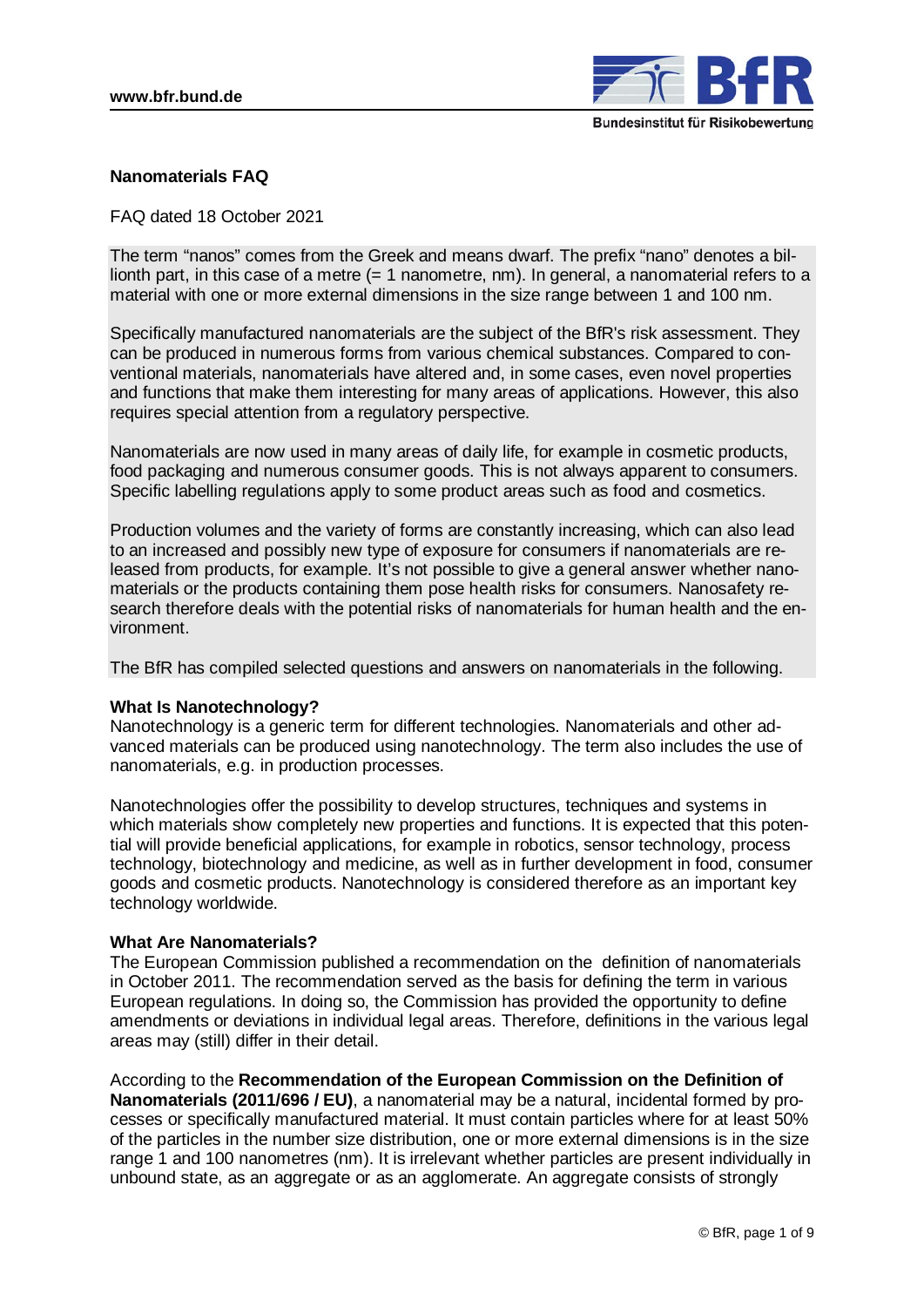**Nanomaterials FAQ**

FAQ dated 18 October 2021

The term "nanos" comes from the Greek and means dwarf. The prefix "nano" denotes a billionth part, in this case of a metre (= 1 nanometre, nm). In general, a nanomaterial refers to a material with one or more external dimensions in the size range between 1 and 100 nm.

Specifically manufactured nanomaterials are the subject of the BfR's risk assessment. They can be produced in numerous forms from various chemical substances. Compared to conventional materials, nanomaterials have altered and, in some cases, even novel properties and functions that make them interesting for many areas of applications. However, this also requires special attention from a regulatory perspective.

Nanomaterials are now used in many areas of daily life, for example in cosmetic products, food packaging and numerous consumer goods. This is not always apparent to consumers. Specific labelling regulations apply to some product areas such as food and cosmetics.

Production volumes and the variety of forms are constantly increasing, which can also lead to an increased and possibly new type of exposure for consumers if nanomaterials are released from products, for example. It's not possible to give a general answer whether nanomaterials or the products containing them pose health risks for consumers. Nanosafety research therefore deals with the potential risks of nanomaterials for human health and the environment.

The BfR has compiled selected questions and answers on nanomaterials in the following.

**What Is Nanotechnology?**

Nanotechnology is a generic term for different technologies. Nanomaterials and other advanced materials can be produced using nanotechnology. The term also includes the use of nanomaterials, e.g. in production processes.

Nanotechnologies offer the possibility to develop structures, techniques and systems in which materials show completely new properties and functions. It is expected that this potential will provide beneficial applications, for example in robotics, sensor technology, process technology, biotechnology and medicine, as well as in further development in food, consumer goods and cosmetic products. Nanotechnology is considered therefore as an important key technology worldwide.

**What Are Nanomaterials?**

The European Commission published a recommendation on the definition of nanomaterials in October 2011. The recommendation served as the basis for defining the term in various European regulations. In doing so, the Commission has provided the opportunity to define amendments or deviations in individual legal areas. Therefore, definitions in the various legal areas may (still) differ in their detail.

According to the **Recommendation of the European Commission on the Definition of Nanomaterials (2011/696 / EU)**, a nanomaterial may be a natural, incidental formed by processes or specifically manufactured material. It must contain particles where for at least 50% of the particles in the number size distribution, one or more external dimensions is in the size range 1 and 100 nanometres (nm). It is irrelevant whether particles are present individually in unbound state, as an aggregate or as an agglomerate. An aggregate consists of strongly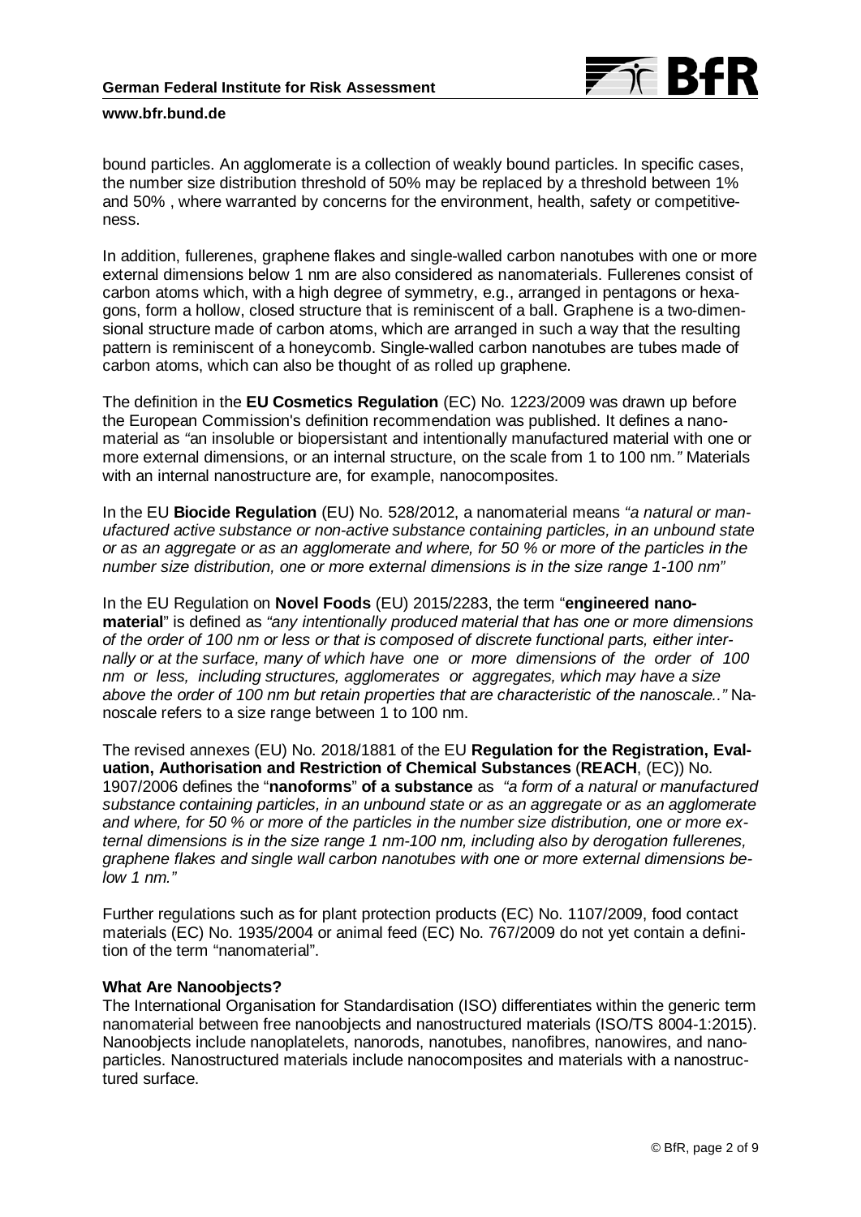bound particles. An agglomerate is a collection of weakly bound particles. In specific cases, the number size distribution threshold of 50% may be replaced by a threshold between 1% and 50% , where warranted by concerns for the environment, health, safety or competitiveness.

In addition, fullerenes, graphene flakes and single-walled carbon nanotubes with one or more external dimensions below 1 nm are also considered as nanomaterials. Fullerenes consist of carbon atoms which, with a high degree of symmetry, e.g., arranged in pentagons or hexagons, form a hollow, closed structure that is reminiscent of a ball. Graphene is a two-dimensional structure made of carbon atoms, which are arranged in such a way that the resulting pattern is reminiscent of a honeycomb. Single-walled carbon nanotubes are tubes made of carbon atoms, which can also be thought of as rolled up graphene.

The definition in the **EU Cosmetics Regulation** (EC) No. 1223/2009 was drawn up before the European Commission's definition recommendation was published. It defines a nanomaterial as "an insoluble or biopersistant and intentionally manufactured material with one or more external dimensions, or an internal structure, on the scale from 1 to 100 nm*."* Materials with an internal nanostructure are, for example, nanocomposites.

In the EU **Biocide Regulation** (EU) No. 528/2012, a nanomaterial means *"a natural or manufactured active substance or non-active substance containing particles, in an unbound state or as an aggregate or as an agglomerate and where, for 50 % or more of the particles in the number size distribution, one or more external dimensions is in the size range 1-100 nm"*

In the EU Regulation on **Novel Foods** (EU) 2015/2283, the term "**engineered nanomaterial**" is defined as *"any intentionally produced material that has one or more dimensions of the order of 100 nm or less or that is composed of discrete functional parts, either internally or at the surface, many of which have one or more dimensions of the order of 100 nm or less, including structures, agglomerates or aggregates, which may have a size above the order of 100 nm but retain properties that are characteristic of the nanoscale.."* Nanoscale refers to a size range between 1 to 100 nm.

The revised annexes (EU) No. 2018/1881 of the EU **Regulation for the Registration, Evaluation, Authorisation and Restriction of Chemical Substances** (**REACH**, (EC)) No. 1907/2006 defines the "**nanoforms**" **of a substance** as *"a form of a natural or manufactured substance containing particles, in an unbound state or as an aggregate or as an agglomerate and where, for 50 % or more of the particles in the number size distribution, one or more external dimensions is in the size range 1 nm-100 nm, including also by derogation fullerenes, graphene flakes and single wall carbon nanotubes with one or more external dimensions below 1 nm."*

Further regulations such as for plant protection products (EC) No. 1107/2009, food contact materials (EC) No. 1935/2004 or animal feed (EC) No. 767/2009 do not yet contain a definition of the term "nanomaterial".

**What Are Nanoobjects?**

The International Organisation for Standardisation (ISO) differentiates within the generic term nanomaterial between free nanoobjects and nanostructured materials (ISO/TS 8004-1:2015). Nanoobjects include nanoplatelets, nanorods, nanotubes, nanofibres, nanowires, and nanoparticles. Nanostructured materials include nanocomposites and materials with a nanostructured surface.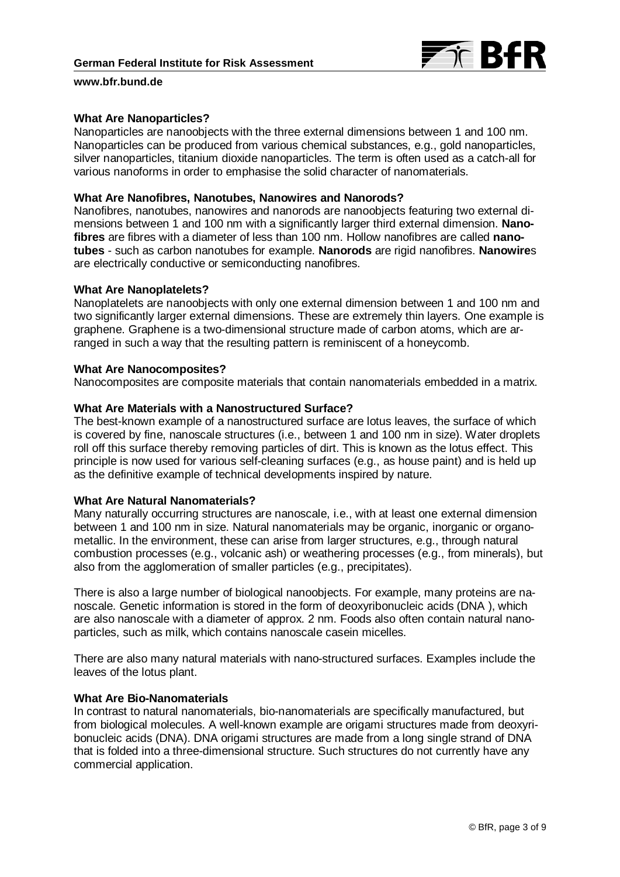### What Are Nanoparticles?

Nanoparticles are nanoobjects with the three external dimensions between 1 and 100 nm. Nanoparticles can be produced from various chemical substances, e.g., gold nanoparticles, silver nanoparticles, titanium dioxide nanoparticles. The term is often used as a catch-all for various nanoforms in order to emphasise the solid character of nanomaterials.

### What Are Nanofibres, Nanotubes, Nanowires and Nanorods?

Nanofibres, nanotubes, nanowires and nanorods are nanoobjects featuring two external dimensions between 1 and 100 nm with a significantly larger third external dimension. **Nanofibres** are fibres with a diameter of less than 100 nm. Hollow nanofibres are called **nanotubes** - such as carbon nanotubes for example. **Nanorods** are rigid nanofibres. **Nanowire**s are electrically conductive or semiconducting nanofibres.

### What Are Nanoplatelets?

Nanoplatelets are nanoobjects with only one external dimension between 1 and 100 nm and two significantly larger external dimensions. These are extremely thin layers. One example is graphene. Graphene is a two-dimensional structure made of carbon atoms, which are arranged in such a way that the resulting pattern is reminiscent of a honeycomb.

### What Are Nanocomposites?

Nanocomposites are composite materials that contain nanomaterials embedded in a matrix.

### What Are Materials with a Nanostructured Surface?

The best-known example of a nanostructured surface are lotus leaves, the surface of which is covered by fine, nanoscale structures (i.e., between 1 and 100 nm in size). Water droplets roll off this surface thereby removing particles of dirt. This is known as the lotus effect. This principle is now used for various self-cleaning surfaces (e.g., as house paint) and is held up as the definitive example of technical developments inspired by nature.

### What Are Natural Nanomaterials?

Many naturally occurring structures are nanoscale, i.e., with at least one external dimension between 1 and 100 nm in size. Natural nanomaterials may be organic, inorganic or organometallic. In the environment, these can arise from larger structures, e.g., through natural combustion processes (e.g., volcanic ash) or weathering processes (e.g., from minerals), but also from the agglomeration of smaller particles (e.g., precipitates).

There is also a large number of biological nanoobjects. For example, many proteins are nanoscale. Genetic information is stored in the form of deoxyribonucleic acids (DNA ), which are also nanoscale with a diameter of approx. 2 nm. Foods also often contain natural nanoparticles, such as milk, which contains nanoscale casein micelles.

There are also many natural materials with nano-structured surfaces. Examples include the leaves of the lotus plant.

### What Are Bio-Nanomaterials

In contrast to natural nanomaterials, bio-nanomaterials are specifically manufactured, but from biological molecules. A well-known example are origami structures made from deoxyribonucleic acids (DNA). DNA origami structures are made from a long single strand of DNA that is folded into a three-dimensional structure. Such structures do not currently have any commercial application.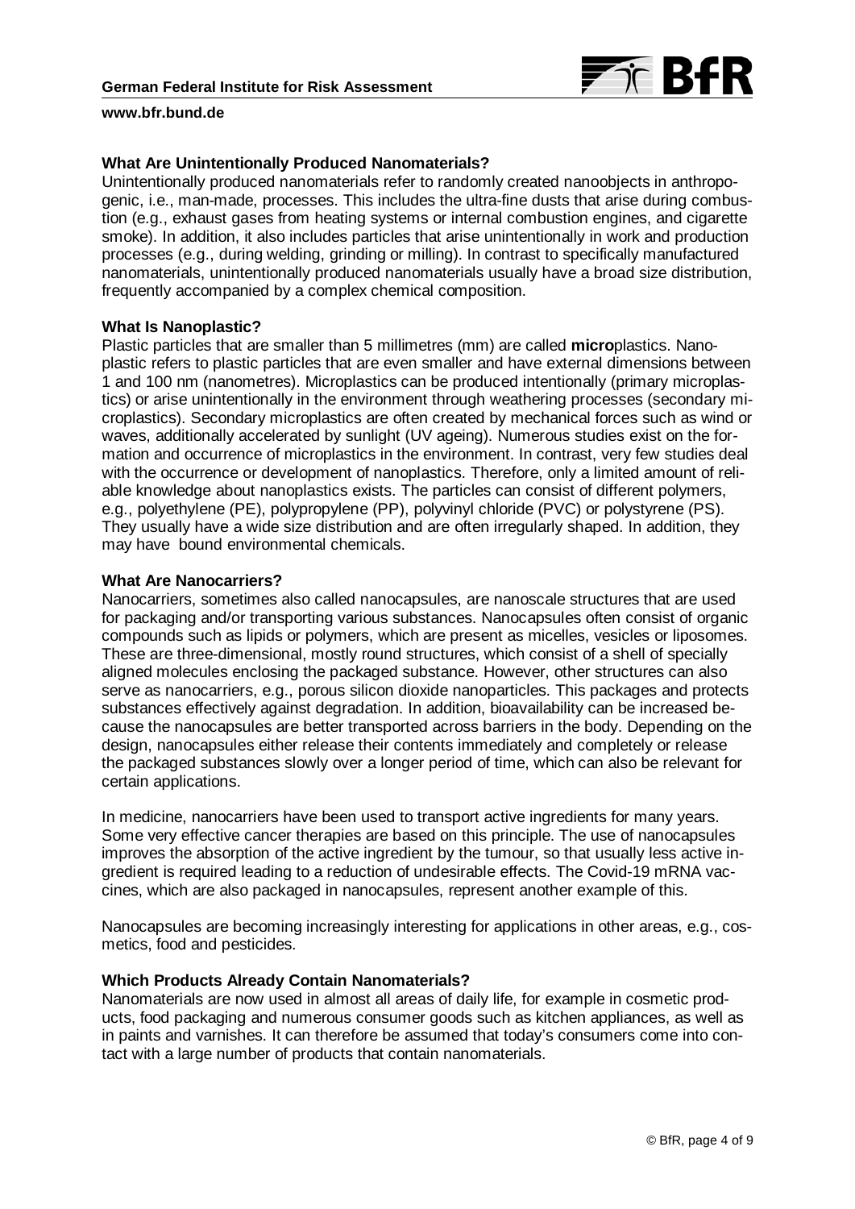## What Are Unintentionally Produced Nanomaterials?

Unintentionally produced nanomaterials refer to randomly created nanoobjects in anthropogenic, i.e., man-made, processes. This includes the ultra-fine dusts that arise during combustion (e.g., exhaust gases from heating systems or internal combustion engines, and cigarette smoke). In addition, it also includes particles that arise unintentionally in work and production processes (e.g., during welding, grinding or milling). In contrast to specifically manufactured nanomaterials, unintentionally produced nanomaterials usually have a broad size distribution, frequently accompanied by a complex chemical composition.

## What Is Nanoplastic?

Plastic particles that are smaller than 5 millimetres (mm) are called **micro**plastics. Nanoplastic refers to plastic particles that are even smaller and have external dimensions between 1 and 100 nm (nanometres). Microplastics can be produced intentionally (primary microplastics) or arise unintentionally in the environment through weathering processes (secondary microplastics). Secondary microplastics are often created by mechanical forces such as wind or waves, additionally accelerated by sunlight (UV ageing). Numerous studies exist on the formation and occurrence of microplastics in the environment. In contrast, very few studies deal with the occurrence or development of nanoplastics. Therefore, only a limited amount of reliable knowledge about nanoplastics exists. The particles can consist of different polymers, e.g., polyethylene (PE), polypropylene (PP), polyvinyl chloride (PVC) or polystyrene (PS). They usually have a wide size distribution and are often irregularly shaped. In addition, they may have bound environmental chemicals.

## What Are Nanocarriers?

Nanocarriers, sometimes also called nanocapsules, are nanoscale structures that are used for packaging and/or transporting various substances. Nanocapsules often consist of organic compounds such as lipids or polymers, which are present as micelles, vesicles or liposomes. These are three-dimensional, mostly round structures, which consist of a shell of specially aligned molecules enclosing the packaged substance. However, other structures can also serve as nanocarriers, e.g., porous silicon dioxide nanoparticles. This packages and protects substances effectively against degradation. In addition, bioavailability can be increased because the nanocapsules are better transported across barriers in the body. Depending on the design, nanocapsules either release their contents immediately and completely or release the packaged substances slowly over a longer period of time, which can also be relevant for certain applications.

In medicine, nanocarriers have been used to transport active ingredients for many years. Some very effective cancer therapies are based on this principle. The use of nanocapsules improves the absorption of the active ingredient by the tumour, so that usually less active ingredient is required leading to a reduction of undesirable effects. The Covid-19 mRNA vaccines, which are also packaged in nanocapsules, represent another example of this.

Nanocapsules are becoming increasingly interesting for applications in other areas, e.g., cosmetics, food and pesticides.

## Which Products Already Contain Nanomaterials?

Nanomaterials are now used in almost all areas of daily life, for example in cosmetic products, food packaging and numerous consumer goods such as kitchen appliances, as well as in paints and varnishes. It can therefore be assumed that today's consumers come into contact with a large number of products that contain nanomaterials.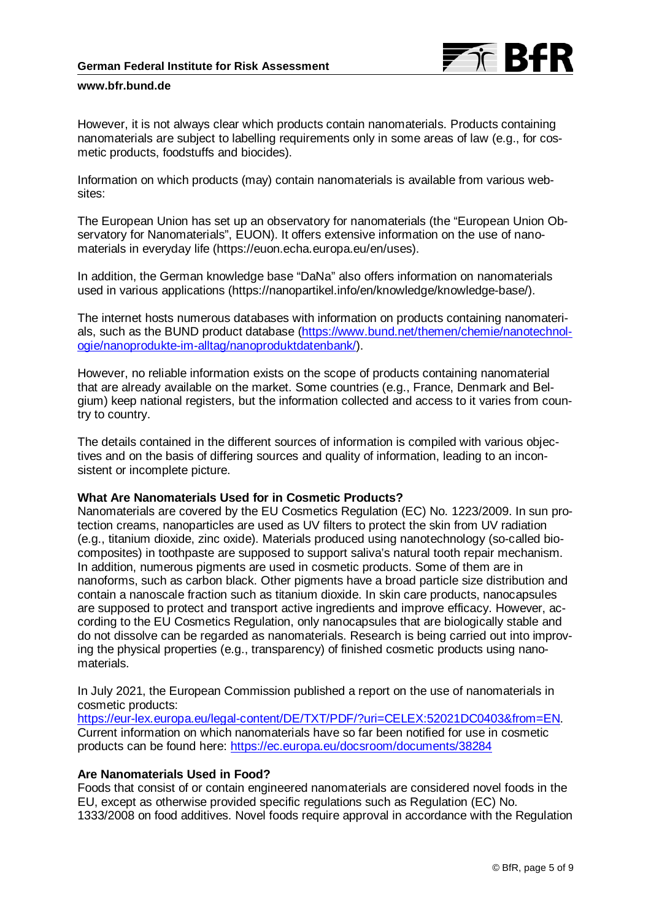However, it is not always clear which products contain nanomaterials. Products containing nanomaterials are subject to labelling requirements only in some areas of law (e.g., for cosmetic products, foodstuffs and biocides).

Information on which products (may) contain nanomaterials is available from various websites:

The European Union has set up an observatory for nanomaterials (the "European Union Observatory for Nanomaterials", EUON). It offers extensive information on the use of nanomaterials in everyday life (https://euon.echa.europa.eu/en/uses).

In addition, the German knowledge base "DaNa" also offers information on nanomaterials used in various applications (https://nanopartikel.info/en/knowledge/knowledge-base/).

The internet hosts numerous databases with information on products containing nanomaterials, such as the BUND product database (https://www.bund.net/themen/chemie/nanotechnologie/nanoprodukte-im-alltag/nanoproduktdatenbank/).

However, no reliable information exists on the scope of products containing nanomaterial that are already available on the market. Some countries (e.g., France, Denmark and Belgium) keep national registers, but the information collected and access to it varies from country to country.

The details contained in the different sources of information is compiled with various objectives and on the basis of differing sources and quality of information, leading to an inconsistent or incomplete picture.

**What Are Nanomaterials Used for in Cosmetic Products?**

Nanomaterials are covered by the EU Cosmetics Regulation (EC) No. 1223/2009. In sun protection creams, nanoparticles are used as UV filters to protect the skin from UV radiation (e.g., titanium dioxide, zinc oxide). Materials produced using nanotechnology (so-called biocomposites) in toothpaste are supposed to support saliva's natural tooth repair mechanism. In addition, numerous pigments are used in cosmetic products. Some of them are in nanoforms, such as carbon black. Other pigments have a broad particle size distribution and contain a nanoscale fraction such as titanium dioxide. In skin care products, nanocapsules are supposed to protect and transport active ingredients and improve efficacy. However, according to the EU Cosmetics Regulation, only nanocapsules that are biologically stable and do not dissolve can be regarded as nanomaterials. Research is being carried out into improving the physical properties (e.g., transparency) of finished cosmetic products using nanomaterials.

In July 2021, the European Commission published a report on the use of nanomaterials in cosmetic products:
https://eur-lex.europa.eu/legal-content/DE/TXT/PDF/?uri=CELEX:52021DC0403&from=EN.
Current information on which nanomaterials have so far been notified for use in cosmetic products can be found here: https://ec.europa.eu/docsroom/documents/38284

**Are Nanomaterials Used in Food?**

Foods that consist of or contain engineered nanomaterials are considered novel foods in the EU, except as otherwise provided specific regulations such as Regulation (EC) No. 1333/2008 on food additives. Novel foods require approval in accordance with the Regulation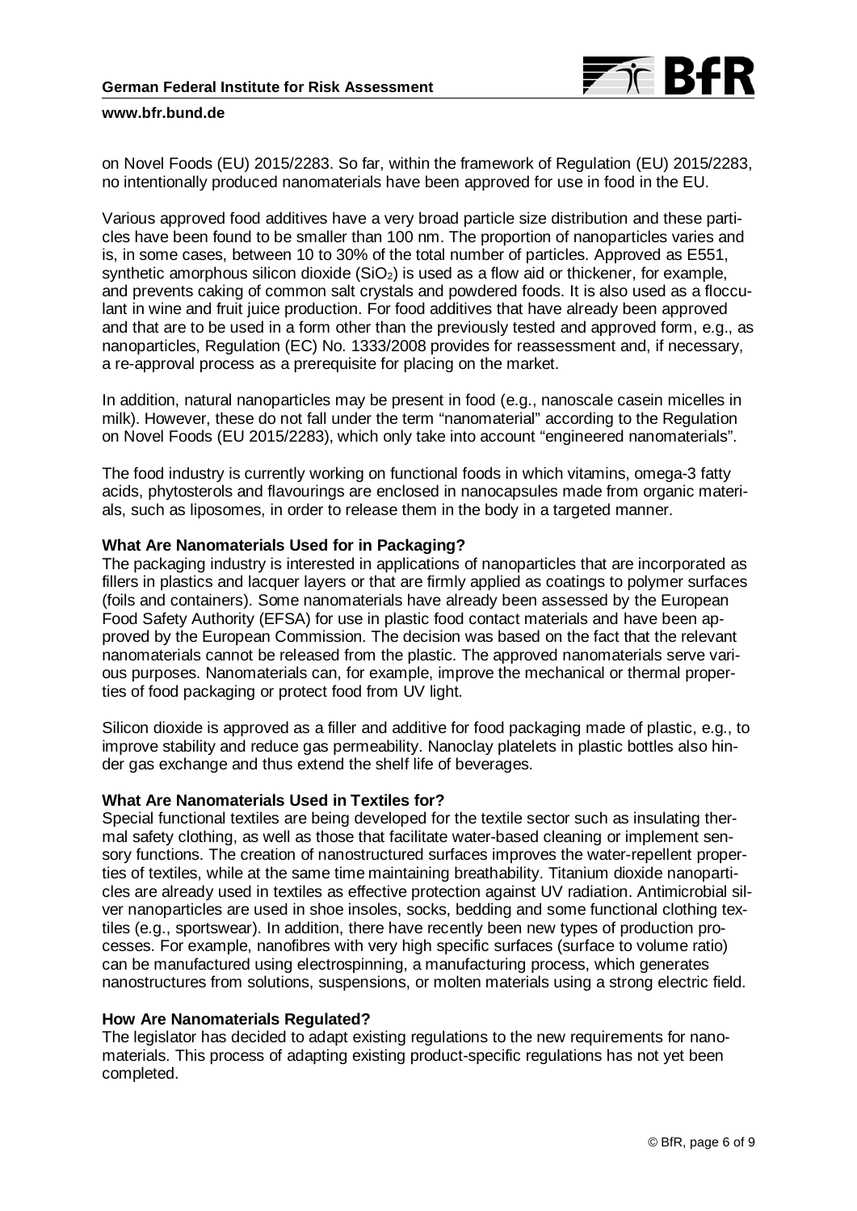on Novel Foods (EU) 2015/2283. So far, within the framework of Regulation (EU) 2015/2283, no intentionally produced nanomaterials have been approved for use in food in the EU.

Various approved food additives have a very broad particle size distribution and these particles have been found to be smaller than 100 nm. The proportion of nanoparticles varies and is, in some cases, between 10 to 30% of the total number of particles. Approved as E551, synthetic amorphous silicon dioxide ($SiO_2$) is used as a flow aid or thickener, for example, and prevents caking of common salt crystals and powdered foods. It is also used as a flocculant in wine and fruit juice production. For food additives that have already been approved and that are to be used in a form other than the previously tested and approved form, e.g., as nanoparticles, Regulation (EC) No. 1333/2008 provides for reassessment and, if necessary, a re-approval process as a prerequisite for placing on the market.

In addition, natural nanoparticles may be present in food (e.g., nanoscale casein micelles in milk). However, these do not fall under the term "nanomaterial" according to the Regulation on Novel Foods (EU 2015/2283), which only take into account "engineered nanomaterials".

The food industry is currently working on functional foods in which vitamins, omega-3 fatty acids, phytosterols and flavourings are enclosed in nanocapsules made from organic materials, such as liposomes, in order to release them in the body in a targeted manner.

**What Are Nanomaterials Used for in Packaging?**
The packaging industry is interested in applications of nanoparticles that are incorporated as fillers in plastics and lacquer layers or that are firmly applied as coatings to polymer surfaces (foils and containers). Some nanomaterials have already been assessed by the European Food Safety Authority (EFSA) for use in plastic food contact materials and have been approved by the European Commission. The decision was based on the fact that the relevant nanomaterials cannot be released from the plastic. The approved nanomaterials serve various purposes. Nanomaterials can, for example, improve the mechanical or thermal properties of food packaging or protect food from UV light.

Silicon dioxide is approved as a filler and additive for food packaging made of plastic, e.g., to improve stability and reduce gas permeability. Nanoclay platelets in plastic bottles also hinder gas exchange and thus extend the shelf life of beverages.

**What Are Nanomaterials Used in Textiles for?**
Special functional textiles are being developed for the textile sector such as insulating thermal safety clothing, as well as those that facilitate water-based cleaning or implement sensory functions. The creation of nanostructured surfaces improves the water-repellent properties of textiles, while at the same time maintaining breathability. Titanium dioxide nanoparticles are already used in textiles as effective protection against UV radiation. Antimicrobial silver nanoparticles are used in shoe insoles, socks, bedding and some functional clothing textiles (e.g., sportswear). In addition, there have recently been new types of production processes. For example, nanofibres with very high specific surfaces (surface to volume ratio) can be manufactured using electrospinning, a manufacturing process, which generates nanostructures from solutions, suspensions, or molten materials using a strong electric field.

**How Are Nanomaterials Regulated?**
The legislator has decided to adapt existing regulations to the new requirements for nanomaterials. This process of adapting existing product-specific regulations has not yet been completed.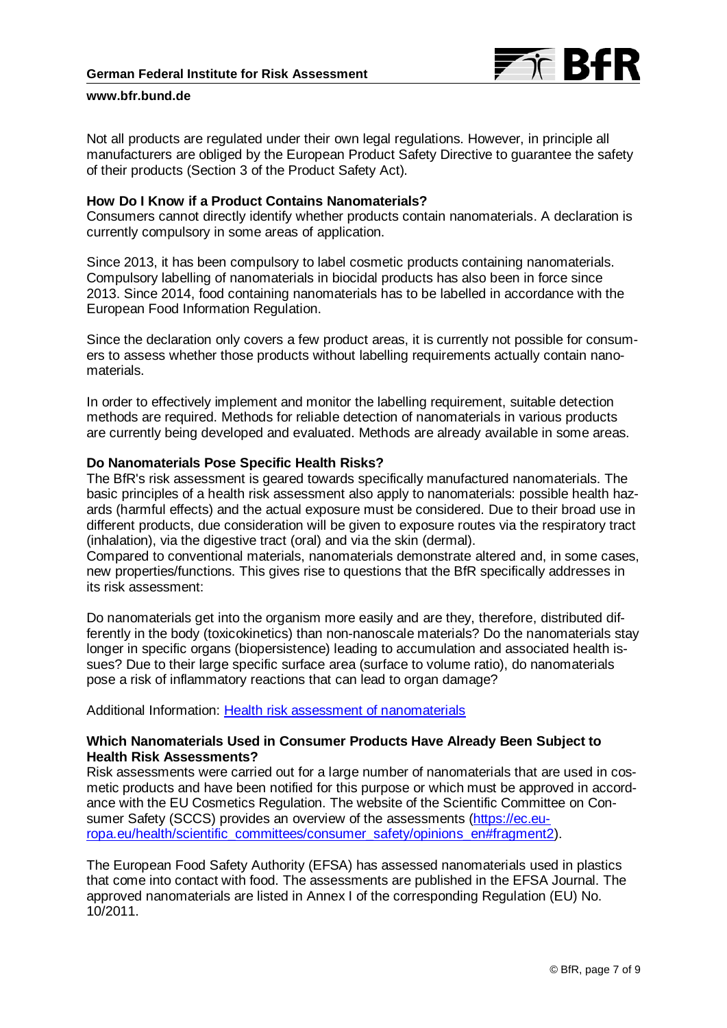Not all products are regulated under their own legal regulations. However, in principle all manufacturers are obliged by the European Product Safety Directive to guarantee the safety of their products (Section 3 of the Product Safety Act).

**How Do I Know if a Product Contains Nanomaterials?**

Consumers cannot directly identify whether products contain nanomaterials. A declaration is currently compulsory in some areas of application.

Since 2013, it has been compulsory to label cosmetic products containing nanomaterials. Compulsory labelling of nanomaterials in biocidal products has also been in force since 2013. Since 2014, food containing nanomaterials has to be labelled in accordance with the European Food Information Regulation.

Since the declaration only covers a few product areas, it is currently not possible for consumers to assess whether those products without labelling requirements actually contain nanomaterials.

In order to effectively implement and monitor the labelling requirement, suitable detection methods are required. Methods for reliable detection of nanomaterials in various products are currently being developed and evaluated. Methods are already available in some areas.

**Do Nanomaterials Pose Specific Health Risks?**

The BfR's risk assessment is geared towards specifically manufactured nanomaterials. The basic principles of a health risk assessment also apply to nanomaterials: possible health hazards (harmful effects) and the actual exposure must be considered. Due to their broad use in different products, due consideration will be given to exposure routes via the respiratory tract (inhalation), via the digestive tract (oral) and via the skin (dermal).

Compared to conventional materials, nanomaterials demonstrate altered and, in some cases, new properties/functions. This gives rise to questions that the BfR specifically addresses in its risk assessment:

Do nanomaterials get into the organism more easily and are they, therefore, distributed differently in the body (toxicokinetics) than non-nanoscale materials? Do the nanomaterials stay longer in specific organs (biopersistence) leading to accumulation and associated health issues? Due to their large specific surface area (surface to volume ratio), do nanomaterials pose a risk of inflammatory reactions that can lead to organ damage?

Additional Information: Health risk assessment of nanomaterials

**Which Nanomaterials Used in Consumer Products Have Already Been Subject to Health Risk Assessments?**

Risk assessments were carried out for a large number of nanomaterials that are used in cosmetic products and have been notified for this purpose or which must be approved in accordance with the EU Cosmetics Regulation. The website of the Scientific Committee on Consumer Safety (SCCS) provides an overview of the assessments (https://ec.europa.eu/health/scientific_committees/consumer_safety/opinions_en#fragment2).

The European Food Safety Authority (EFSA) has assessed nanomaterials used in plastics that come into contact with food. The assessments are published in the EFSA Journal. The approved nanomaterials are listed in Annex I of the corresponding Regulation (EU) No. 10/2011.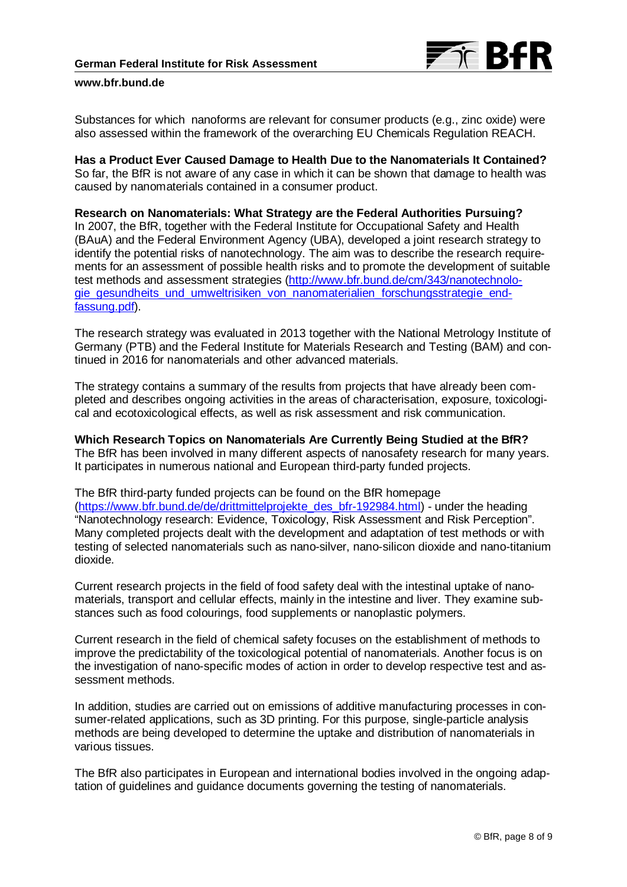Substances for which nanoforms are relevant for consumer products (e.g., zinc oxide) were also assessed within the framework of the overarching EU Chemicals Regulation REACH.

**Has a Product Ever Caused Damage to Health Due to the Nanomaterials It Contained?**
So far, the BfR is not aware of any case in which it can be shown that damage to health was caused by nanomaterials contained in a consumer product.

**Research on Nanomaterials: What Strategy are the Federal Authorities Pursuing?**
In 2007, the BfR, together with the Federal Institute for Occupational Safety and Health (BAuA) and the Federal Environment Agency (UBA), developed a joint research strategy to identify the potential risks of nanotechnology. The aim was to describe the research requirements for an assessment of possible health risks and to promote the development of suitable test methods and assessment strategies (http://www.bfr.bund.de/cm/343/nanotechnologie_gesundheits_und_umweltrisiken_von_nanomaterialien_forschungsstrategie_endfassung.pdf).

The research strategy was evaluated in 2013 together with the National Metrology Institute of Germany (PTB) and the Federal Institute for Materials Research and Testing (BAM) and continued in 2016 for nanomaterials and other advanced materials.

The strategy contains a summary of the results from projects that have already been completed and describes ongoing activities in the areas of characterisation, exposure, toxicological and ecotoxicological effects, as well as risk assessment and risk communication.

**Which Research Topics on Nanomaterials Are Currently Being Studied at the BfR?**
The BfR has been involved in many different aspects of nanosafety research for many years. It participates in numerous national and European third-party funded projects.

The BfR third-party funded projects can be found on the BfR homepage (https://www.bfr.bund.de/de/drittmittelprojekte_des_bfr-192984.html) - under the heading "Nanotechnology research: Evidence, Toxicology, Risk Assessment and Risk Perception". Many completed projects dealt with the development and adaptation of test methods or with testing of selected nanomaterials such as nano-silver, nano-silicon dioxide and nano-titanium dioxide.

Current research projects in the field of food safety deal with the intestinal uptake of nanomaterials, transport and cellular effects, mainly in the intestine and liver. They examine substances such as food colourings, food supplements or nanoplastic polymers.

Current research in the field of chemical safety focuses on the establishment of methods to improve the predictability of the toxicological potential of nanomaterials. Another focus is on the investigation of nano-specific modes of action in order to develop respective test and assessment methods.

In addition, studies are carried out on emissions of additive manufacturing processes in consumer-related applications, such as 3D printing. For this purpose, single-particle analysis methods are being developed to determine the uptake and distribution of nanomaterials in various tissues.

The BfR also participates in European and international bodies involved in the ongoing adaptation of guidelines and guidance documents governing the testing of nanomaterials.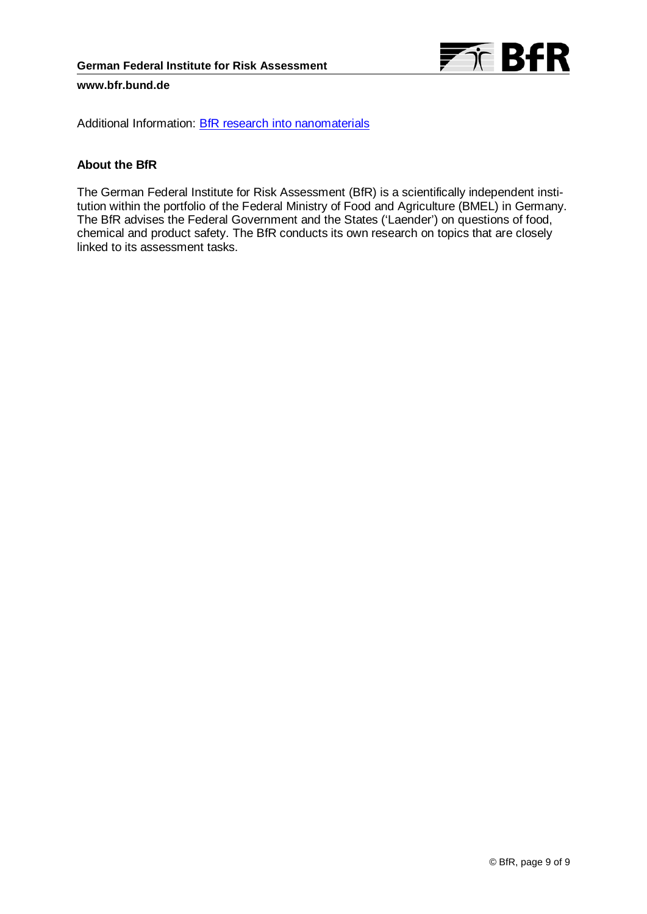Additional Information: [BfR research into nanomaterials]

## About the BfR

The German Federal Institute for Risk Assessment (BfR) is a scientifically independent institution within the portfolio of the Federal Ministry of Food and Agriculture (BMEL) in Germany. The BfR advises the Federal Government and the States ('Laender') on questions of food, chemical and product safety. The BfR conducts its own research on topics that are closely linked to its assessment tasks.